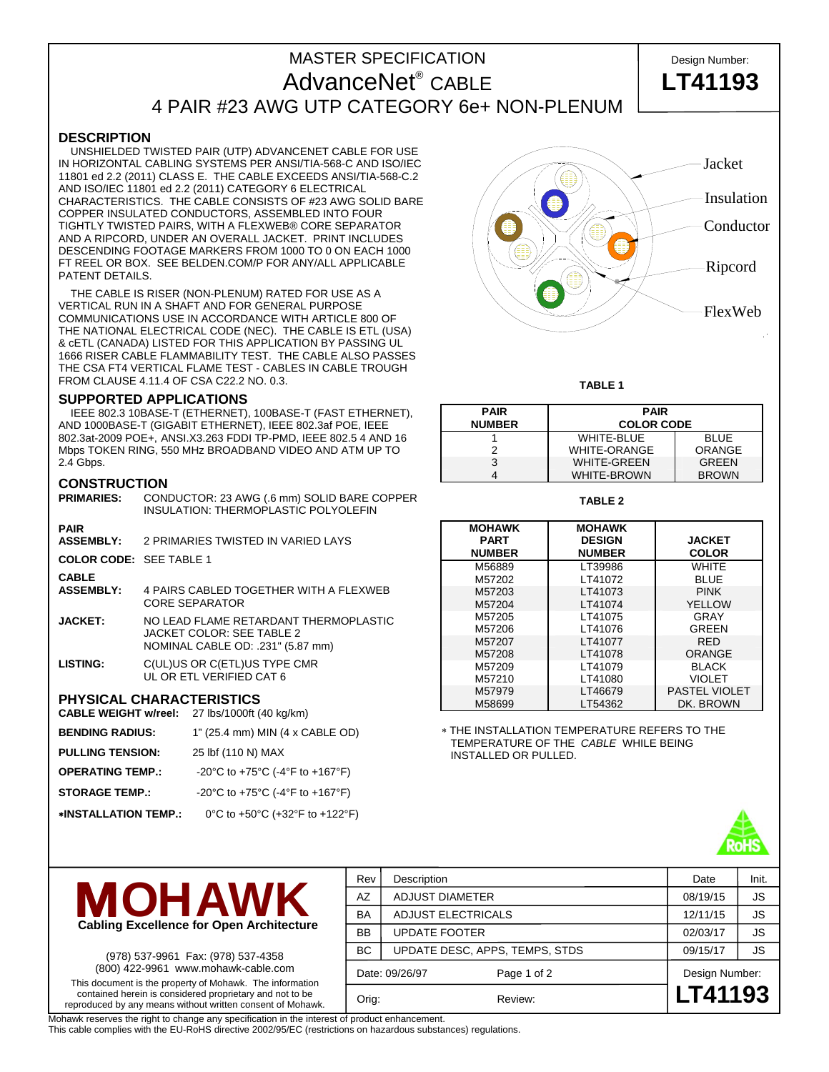# MASTER SPECIFICATION
# AdvanceNet® CABLE
## 4 PAIR #23 AWG UTP CATEGORY 6e+ NON-PLENUM

Design Number: **LT41193**

## DESCRIPTION

UNSHIELDED TWISTED PAIR (UTP) ADVANCENET CABLE FOR USE IN HORIZONTAL CABLING SYSTEMS PER ANSI/TIA-568-C AND ISO/IEC 11801 ed 2.2 (2011) CLASS E. THE CABLE EXCEEDS ANSI/TIA-568-C.2 AND ISO/IEC 11801 ed 2.2 (2011) CATEGORY 6 ELECTRICAL CHARACTERISTICS. THE CABLE CONSISTS OF #23 AWG SOLID BARE COPPER INSULATED CONDUCTORS, ASSEMBLED INTO FOUR TIGHTLY TWISTED PAIRS, WITH A FLEXWEB® CORE SEPARATOR AND A RIPCORD, UNDER AN OVERALL JACKET. PRINT INCLUDES DESCENDING FOOTAGE MARKERS FROM 1000 TO 0 ON EACH 1000 FT REEL OR BOX. SEE BELDEN.COM/P FOR ANY/ALL APPLICABLE PATENT DETAILS.

THE CABLE IS RISER (NON-PLENUM) RATED FOR USE AS A VERTICAL RUN IN A SHAFT AND FOR GENERAL PURPOSE COMMUNICATIONS USE IN ACCORDANCE WITH ARTICLE 800 OF THE NATIONAL ELECTRICAL CODE (NEC). THE CABLE IS ETL (USA) & cETL (CANADA) LISTED FOR THIS APPLICATION BY PASSING UL 1666 RISER CABLE FLAMMABILITY TEST. THE CABLE ALSO PASSES THE CSA FT4 VERTICAL FLAME TEST - CABLES IN CABLE TROUGH FROM CLAUSE 4.11.4 OF CSA C22.2 NO. 0.3.

Jacket, Insulation, Conductor, Ripcord, FlexWeb

## SUPPORTED APPLICATIONS

IEEE 802.3 10BASE-T (ETHERNET), 100BASE-T (FAST ETHERNET), AND 1000BASE-T (GIGABIT ETHERNET), IEEE 802.3af POE, IEEE 802.3at-2009 POE+, ANSI.X3.263 FDDI TP-PMD, IEEE 802.5 4 AND 16 Mbps TOKEN RING, 550 MHz BROADBAND VIDEO AND ATM UP TO 2.4 Gbps.

## CONSTRUCTION

**PRIMARIES:** CONDUCTOR: 23 AWG (.6 mm) SOLID BARE COPPER
INSULATION: THERMOPLASTIC POLYOLEFIN

**PAIR ASSEMBLY:** 2 PRIMARIES TWISTED IN VARIED LAYS

**COLOR CODE:** SEE TABLE 1

**CABLE ASSEMBLY:** 4 PAIRS CABLED TOGETHER WITH A FLEXWEB CORE SEPARATOR

**JACKET:** NO LEAD FLAME RETARDANT THERMOPLASTIC
JACKET COLOR: SEE TABLE 2
NOMINAL CABLE OD: .231" (5.87 mm)

**LISTING:** C(UL)US OR C(ETL)US TYPE CMR
UL OR ETL VERIFIED CAT 6

## PHYSICAL CHARACTERISTICS

| | |
|---|---|
| **CABLE WEIGHT w/reel:** | 27 lbs/1000ft (40 kg/km) |
| **BENDING RADIUS:** | 1" (25.4 mm) MIN (4 x CABLE OD) |
| **PULLING TENSION:** | 25 lbf (110 N) MAX |
| **OPERATING TEMP.:** | -20°C to +75°C (-4°F to +167°F) |
| **STORAGE TEMP.:** | -20°C to +75°C (-4°F to +167°F) |
| ***INSTALLATION TEMP.:** | 0°C to +50°C (+32°F to +122°F) |

**TABLE 1**

| PAIR NUMBER | PAIR COLOR CODE | |
|---|---|---|
| 1 | WHITE-BLUE | BLUE |
| 2 | WHITE-ORANGE | ORANGE |
| 3 | WHITE-GREEN | GREEN |
| 4 | WHITE-BROWN | BROWN |

**TABLE 2**

| MOHAWK PART NUMBER | MOHAWK DESIGN NUMBER | JACKET COLOR |
|---|---|---|
| M56889 | LT39986 | WHITE |
| M57202 | LT41072 | BLUE |
| M57203 | LT41073 | PINK |
| M57204 | LT41074 | YELLOW |
| M57205 | LT41075 | GRAY |
| M57206 | LT41076 | GREEN |
| M57207 | LT41077 | RED |
| M57208 | LT41078 | ORANGE |
| M57209 | LT41079 | BLACK |
| M57210 | LT41080 | VIOLET |
| M57979 | LT46679 | PASTEL VIOLET |
| M58699 | LT54362 | DK. BROWN |

* THE INSTALLATION TEMPERATURE REFERS TO THE TEMPERATURE OF THE *CABLE* WHILE BEING INSTALLED OR PULLED.

RoHS

**MOHAWK**
**Cabling Excellence for Open Architecture**

(978) 537-9961 Fax: (978) 537-4358
(800) 422-9961 www.mohawk-cable.com

This document is the property of Mohawk. The information contained herein is considered proprietary and not to be reproduced by any means without written consent of Mohawk.

| Rev | Description | Date | Init. |
|---|---|---|---|
| AZ | ADJUST DIAMETER | 08/19/15 | JS |
| BA | ADJUST ELECTRICALS | 12/11/15 | JS |
| BB | UPDATE FOOTER | 02/03/17 | JS |
| BC | UPDATE DESC, APPS, TEMPS, STDS | 09/15/17 | JS |

Date: 09/26/97
Orig: Review:
Design Number: **LT41193**

Mohawk reserves the right to change any specification in the interest of product enhancement.
This cable complies with the EU-RoHS directive 2002/95/EC (restrictions on hazardous substances) regulations.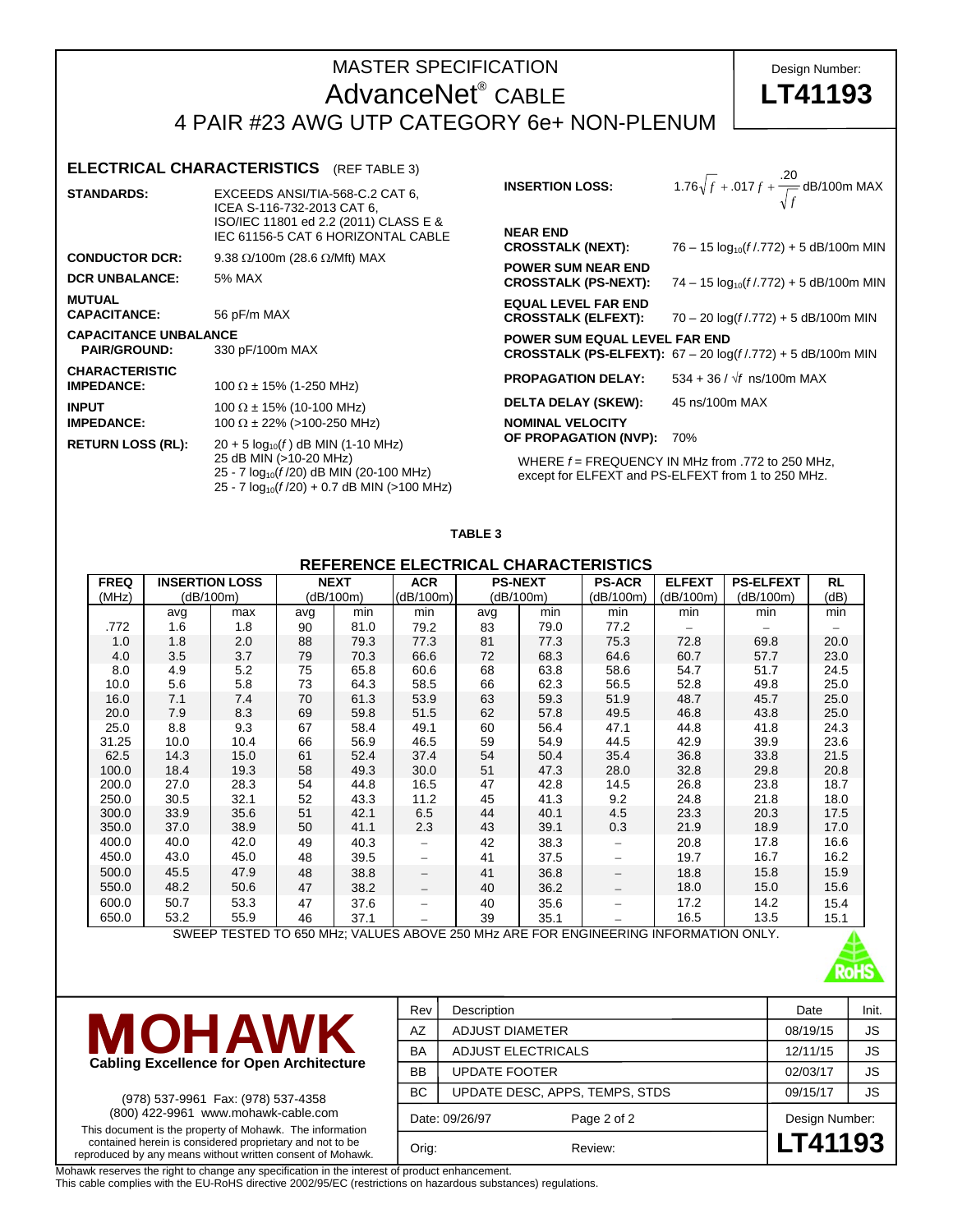# MASTER SPECIFICATION
# AdvanceNet® CABLE
# 4 PAIR #23 AWG UTP CATEGORY 6e+ NON-PLENUM

Design Number: **LT41193**

## ELECTRICAL CHARACTERISTICS (REF TABLE 3)

**STANDARDS:** EXCEEDS ANSI/TIA-568-C.2 CAT 6, ICEA S-116-732-2013 CAT 6, ISO/IEC 11801 ed 2.2 (2011) CLASS E & IEC 61156-5 CAT 6 HORIZONTAL CABLE

**CONDUCTOR DCR:** 9.38 Ω/100m (28.6 Ω/Mft) MAX

**DCR UNBALANCE:** 5% MAX

**MUTUAL CAPACITANCE:** 56 pF/m MAX

**CAPACITANCE UNBALANCE PAIR/GROUND:** 330 pF/100m MAX

**CHARACTERISTIC IMPEDANCE:** 100 Ω ± 15% (1-250 MHz)

**INPUT IMPEDANCE:** 100 Ω ± 15% (10-100 MHz)
100 Ω ± 22% (>100-250 MHz)

**RETURN LOSS (RL):** $20 + 5\log_{10}(f)$ dB MIN (1-10 MHz)
25 dB MIN (>10-20 MHz)
$25 - 7\log_{10}(f/20)$ dB MIN (20-100 MHz)
$25 - 7\log_{10}(f/20) + 0.7$ dB MIN (>100 MHz)

**INSERTION LOSS:** $1.76\sqrt{f} + .017f + \frac{.20}{\sqrt{f}}$ dB/100m MAX

**NEAR END CROSSTALK (NEXT):** $76 - 15\log_{10}(f/.772) + 5$ dB/100m MIN

**POWER SUM NEAR END CROSSTALK (PS-NEXT):** $74 - 15\log_{10}(f/.772) + 5$ dB/100m MIN

**EQUAL LEVEL FAR END CROSSTALK (ELFEXT):** $70 - 20\log(f/.772) + 5$ dB/100m MIN

**POWER SUM EQUAL LEVEL FAR END CROSSTALK (PS-ELFEXT):** $67 - 20\log(f/.772) + 5$ dB/100m MIN

**PROPAGATION DELAY:** $534 + 36/\sqrt{f}$ ns/100m MAX

**DELTA DELAY (SKEW):** 45 ns/100m MAX

**NOMINAL VELOCITY OF PROPAGATION (NVP):** 70%

WHERE $f$ = FREQUENCY IN MHz from .772 to 250 MHz, except for ELFEXT and PS-ELFEXT from 1 to 250 MHz.

### TABLE 3

### REFERENCE ELECTRICAL CHARACTERISTICS

| FREQ (MHz) | INSERTION LOSS (dB/100m) | | NEXT (dB/100m) | | ACR (dB/100m) | PS-NEXT (dB/100m) | | PS-ACR (dB/100m) | ELFEXT (dB/100m) | PS-ELFEXT (dB/100m) | RL (dB) |
|---|---|---|---|---|---|---|---|---|---|---|---|
| | avg | max | avg | min | min | avg | min | min | min | min | min |
| .772 | 1.6 | 1.8 | 90 | 81.0 | 79.2 | 83 | 79.0 | 77.2 | – | – | – |
| 1.0 | 1.8 | 2.0 | 88 | 79.3 | 77.3 | 81 | 77.3 | 75.3 | 72.8 | 69.8 | 20.0 |
| 4.0 | 3.5 | 3.7 | 79 | 70.3 | 66.6 | 72 | 68.3 | 64.6 | 60.7 | 57.7 | 23.0 |
| 8.0 | 4.9 | 5.2 | 75 | 65.8 | 60.6 | 68 | 63.8 | 58.6 | 54.7 | 51.7 | 24.5 |
| 10.0 | 5.6 | 5.8 | 73 | 64.3 | 58.5 | 66 | 62.3 | 56.5 | 52.8 | 49.8 | 25.0 |
| 16.0 | 7.1 | 7.4 | 70 | 61.3 | 53.9 | 63 | 59.3 | 51.9 | 48.7 | 45.7 | 25.0 |
| 20.0 | 7.9 | 8.3 | 69 | 59.8 | 51.5 | 62 | 57.8 | 49.5 | 46.8 | 43.8 | 25.0 |
| 25.0 | 8.8 | 9.3 | 67 | 58.4 | 49.1 | 60 | 56.4 | 47.1 | 44.8 | 41.8 | 24.3 |
| 31.25 | 10.0 | 10.4 | 66 | 56.9 | 46.5 | 59 | 54.9 | 44.5 | 42.9 | 39.9 | 23.6 |
| 62.5 | 14.3 | 15.0 | 61 | 52.4 | 37.4 | 54 | 50.4 | 35.4 | 36.8 | 33.8 | 21.5 |
| 100.0 | 18.4 | 19.3 | 58 | 49.3 | 30.0 | 51 | 47.3 | 28.0 | 32.8 | 29.8 | 20.8 |
| 200.0 | 27.0 | 28.3 | 54 | 44.8 | 16.5 | 47 | 42.8 | 14.5 | 26.8 | 23.8 | 18.7 |
| 250.0 | 30.5 | 32.1 | 52 | 43.3 | 11.2 | 45 | 41.3 | 9.2 | 24.8 | 21.8 | 18.0 |
| 300.0 | 33.9 | 35.6 | 51 | 42.1 | 6.5 | 44 | 40.1 | 4.5 | 23.3 | 20.3 | 17.5 |
| 350.0 | 37.0 | 38.9 | 50 | 41.1 | 2.3 | 43 | 39.1 | 0.3 | 21.9 | 18.9 | 17.0 |
| 400.0 | 40.0 | 42.0 | 49 | 40.3 | – | 42 | 38.3 | – | 20.8 | 17.8 | 16.6 |
| 450.0 | 43.0 | 45.0 | 48 | 39.5 | – | 41 | 37.5 | – | 19.7 | 16.7 | 16.2 |
| 500.0 | 45.5 | 47.9 | 48 | 38.8 | – | 41 | 36.8 | – | 18.8 | 15.8 | 15.9 |
| 550.0 | 48.2 | 50.6 | 47 | 38.2 | – | 40 | 36.2 | – | 18.0 | 15.0 | 15.6 |
| 600.0 | 50.7 | 53.3 | 47 | 37.6 | – | 40 | 35.6 | – | 17.2 | 14.2 | 15.4 |
| 650.0 | 53.2 | 55.9 | 46 | 37.1 | – | 39 | 35.1 | – | 16.5 | 13.5 | 15.1 |

SWEEP TESTED TO 650 MHz; VALUES ABOVE 250 MHz ARE FOR ENGINEERING INFORMATION ONLY.

**MOHAWK**
**Cabling Excellence for Open Architecture**

(978) 537-9961 Fax: (978) 537-4358
(800) 422-9961 www.mohawk-cable.com

This document is the property of Mohawk. The information contained herein is considered proprietary and not to be reproduced by any means without written consent of Mohawk.

| Rev | Description | Date | Init. |
|---|---|---|---|
| AZ | ADJUST DIAMETER | 08/19/15 | JS |
| BA | ADJUST ELECTRICALS | 12/11/15 | JS |
| BB | UPDATE FOOTER | 02/03/17 | JS |
| BC | UPDATE DESC, APPS, TEMPS, STDS | 09/15/17 | JS |

Date: 09/26/97
Orig: Review:
Design Number: LT41193

Mohawk reserves the right to change any specification in the interest of product enhancement.
This cable complies with the EU-RoHS directive 2002/95/EC (restrictions on hazardous substances) regulations.